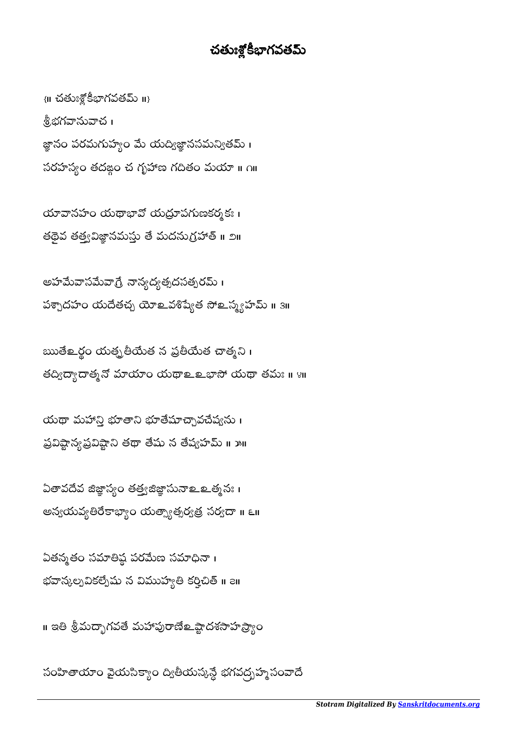# చతుఃశ్లోకీభాగవతమ్

{॥ చతుఃశ్లోకీభాగవతమ్ ॥}

శ్రీభగవానువాచ ।

జ్ఞానం పరమగుహ్యం మే యద్విజ్ఞానసమన్వితమ్ ।
సరహస్యం తదఙ్గం చ గృహాణ గదితం మయా ॥ ౧॥

యావానహం యథాభావో యద్రూపగుణకర్మకః ।
తథైవ తత్త్వవిజ్ఞానమస్తు తే మదనుగ్రహాత్ ॥ ౨॥

అహమేవాసమేవాగ్రే నాన్యద్యత్సదసత్పరమ్ ।
పశ్చాదహం యదేతచ్చ యోఽవశిష్యేత సోఽస్మ్యహమ్ ॥ ౩॥

ఋతేఽర్థం యత్ప్రతీయేత న ప్రతీయేత చాత్మని ।
తద్విద్యాదాత్మనో మాయాం యథాఽఽభాసో యథా తమః ॥ ౪॥

యథా మహాన్తి భూతాని భూతేషూచ్చావచేష్వను ।
ప్రవిష్టాన్యప్రవిష్టాని తథా తేషు న తేష్వహమ్ ॥ ౫॥

ఏతావదేవ జిజ్ఞాస్యం తత్త్వజిజ్ఞాసునాఽఽత్మనః ।
అన్వయవ్యతిరేకాభ్యాం యత్స్యాత్సర్వత్ర సర్వదా ॥ ౬॥

ఏతన్మతం సమాతిష్ఠ పరమేణ సమాధినా ।
భవాన్కల్పవికల్పేషు న విముహ్యతి కర్హిచిత్ ॥ ౭॥

॥ ఇతి శ్రీమద్భాగవతే మహాపురాణేఽష్టాదశసాహస్ర్యాం

సంహితాయాం వైయాసిక్యాం ద్వితీయస్కన్ధే భగవద్బ్రహ్మసంవాదే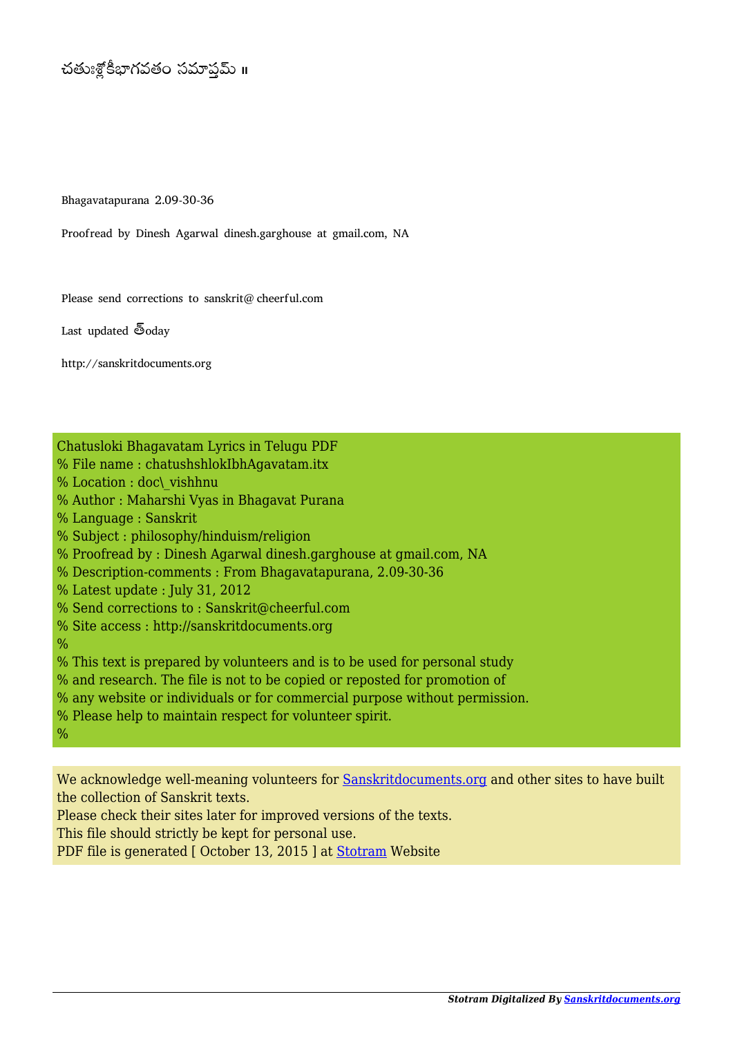చతుఃశ్లోకీభాగవతం సమాప్తమ్ ॥

Bhagavatapurana 2.09-30-36

Proofread by Dinesh Agarwal dinesh.garghouse at gmail.com, NA

Please send corrections to sanskrit@cheerful.com

Last updated త్oday

http://sanskritdocuments.org

Chatusloki Bhagavatam Lyrics in Telugu PDF
% File name : chatushshlokIbhAgavatam.itx
% Location : doc\_vishhnu
% Author : Maharshi Vyas in Bhagavat Purana
% Language : Sanskrit
% Subject : philosophy/hinduism/religion
% Proofread by : Dinesh Agarwal dinesh.garghouse at gmail.com, NA
% Description-comments : From Bhagavatapurana, 2.09-30-36
% Latest update : July 31, 2012
% Send corrections to : Sanskrit@cheerful.com
% Site access : http://sanskritdocuments.org
%
% This text is prepared by volunteers and is to be used for personal study
% and research. The file is not to be copied or reposted for promotion of
% any website or individuals or for commercial purpose without permission.
% Please help to maintain respect for volunteer spirit.
%

We acknowledge well-meaning volunteers for Sanskritdocuments.org and other sites to have built the collection of Sanskrit texts.
Please check their sites later for improved versions of the texts.
This file should strictly be kept for personal use.
PDF file is generated [ October 13, 2015 ] at Stotram Website

*Stotram Digitalized By Sanskritdocuments.org*